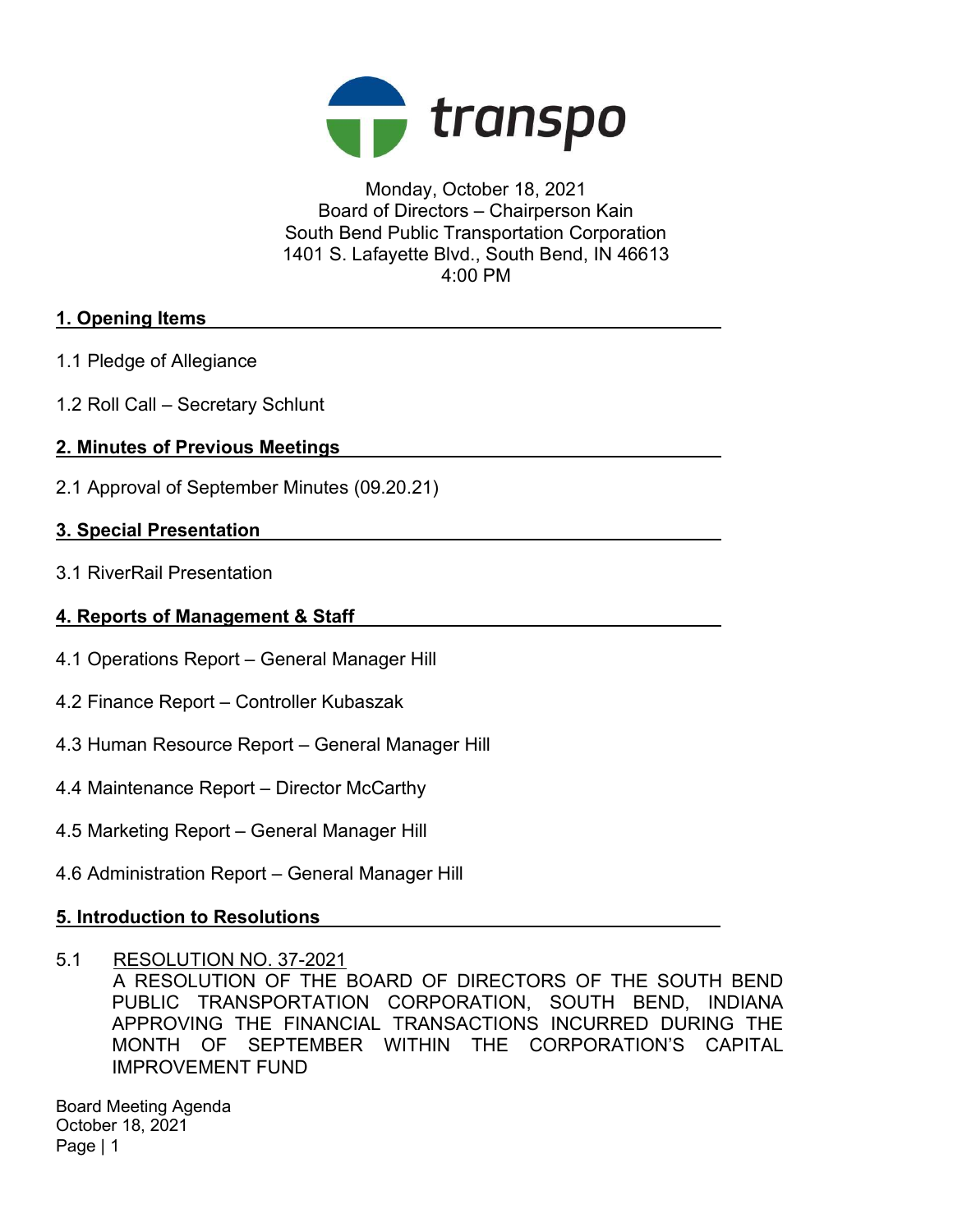transpo

Monday, October 18, 2021
Board of Directors – Chairperson Kain
South Bend Public Transportation Corporation
1401 S. Lafayette Blvd., South Bend, IN 46613
4:00 PM

## 1. Opening Items

1.1 Pledge of Allegiance

1.2 Roll Call – Secretary Schlunt

## 2. Minutes of Previous Meetings

2.1 Approval of September Minutes (09.20.21)

## 3. Special Presentation

3.1 RiverRail Presentation

## 4. Reports of Management & Staff

4.1 Operations Report – General Manager Hill

4.2 Finance Report – Controller Kubaszak

4.3 Human Resource Report – General Manager Hill

4.4 Maintenance Report – Director McCarthy

4.5 Marketing Report – General Manager Hill

4.6 Administration Report – General Manager Hill

## 5. Introduction to Resolutions

5.1 RESOLUTION NO. 37-2021
A RESOLUTION OF THE BOARD OF DIRECTORS OF THE SOUTH BEND PUBLIC TRANSPORTATION CORPORATION, SOUTH BEND, INDIANA APPROVING THE FINANCIAL TRANSACTIONS INCURRED DURING THE MONTH OF SEPTEMBER WITHIN THE CORPORATION'S CAPITAL IMPROVEMENT FUND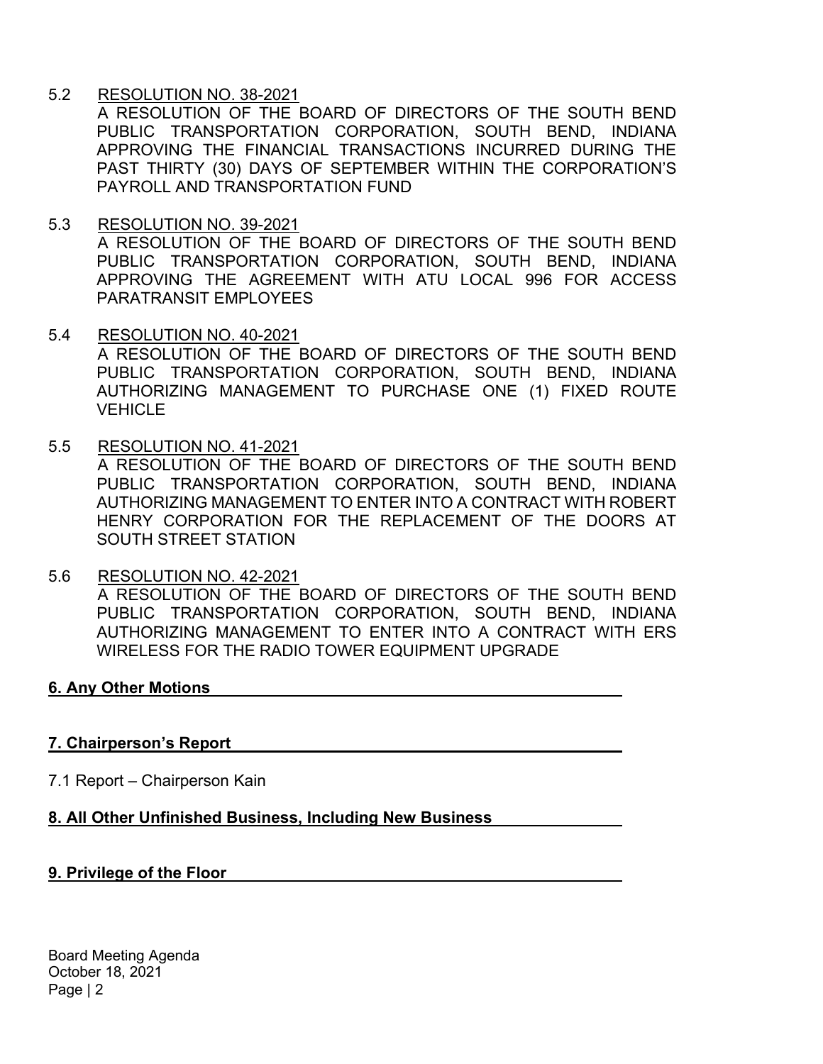5.2 RESOLUTION NO. 38-2021
A RESOLUTION OF THE BOARD OF DIRECTORS OF THE SOUTH BEND PUBLIC TRANSPORTATION CORPORATION, SOUTH BEND, INDIANA APPROVING THE FINANCIAL TRANSACTIONS INCURRED DURING THE PAST THIRTY (30) DAYS OF SEPTEMBER WITHIN THE CORPORATION'S PAYROLL AND TRANSPORTATION FUND

5.3 RESOLUTION NO. 39-2021
A RESOLUTION OF THE BOARD OF DIRECTORS OF THE SOUTH BEND PUBLIC TRANSPORTATION CORPORATION, SOUTH BEND, INDIANA APPROVING THE AGREEMENT WITH ATU LOCAL 996 FOR ACCESS PARATRANSIT EMPLOYEES

5.4 RESOLUTION NO. 40-2021
A RESOLUTION OF THE BOARD OF DIRECTORS OF THE SOUTH BEND PUBLIC TRANSPORTATION CORPORATION, SOUTH BEND, INDIANA AUTHORIZING MANAGEMENT TO PURCHASE ONE (1) FIXED ROUTE VEHICLE

5.5 RESOLUTION NO. 41-2021
A RESOLUTION OF THE BOARD OF DIRECTORS OF THE SOUTH BEND PUBLIC TRANSPORTATION CORPORATION, SOUTH BEND, INDIANA AUTHORIZING MANAGEMENT TO ENTER INTO A CONTRACT WITH ROBERT HENRY CORPORATION FOR THE REPLACEMENT OF THE DOORS AT SOUTH STREET STATION

5.6 RESOLUTION NO. 42-2021
A RESOLUTION OF THE BOARD OF DIRECTORS OF THE SOUTH BEND PUBLIC TRANSPORTATION CORPORATION, SOUTH BEND, INDIANA AUTHORIZING MANAGEMENT TO ENTER INTO A CONTRACT WITH ERS WIRELESS FOR THE RADIO TOWER EQUIPMENT UPGRADE

**6. Any Other Motions**

**7. Chairperson's Report**

7.1 Report – Chairperson Kain

**8. All Other Unfinished Business, Including New Business**

**9. Privilege of the Floor**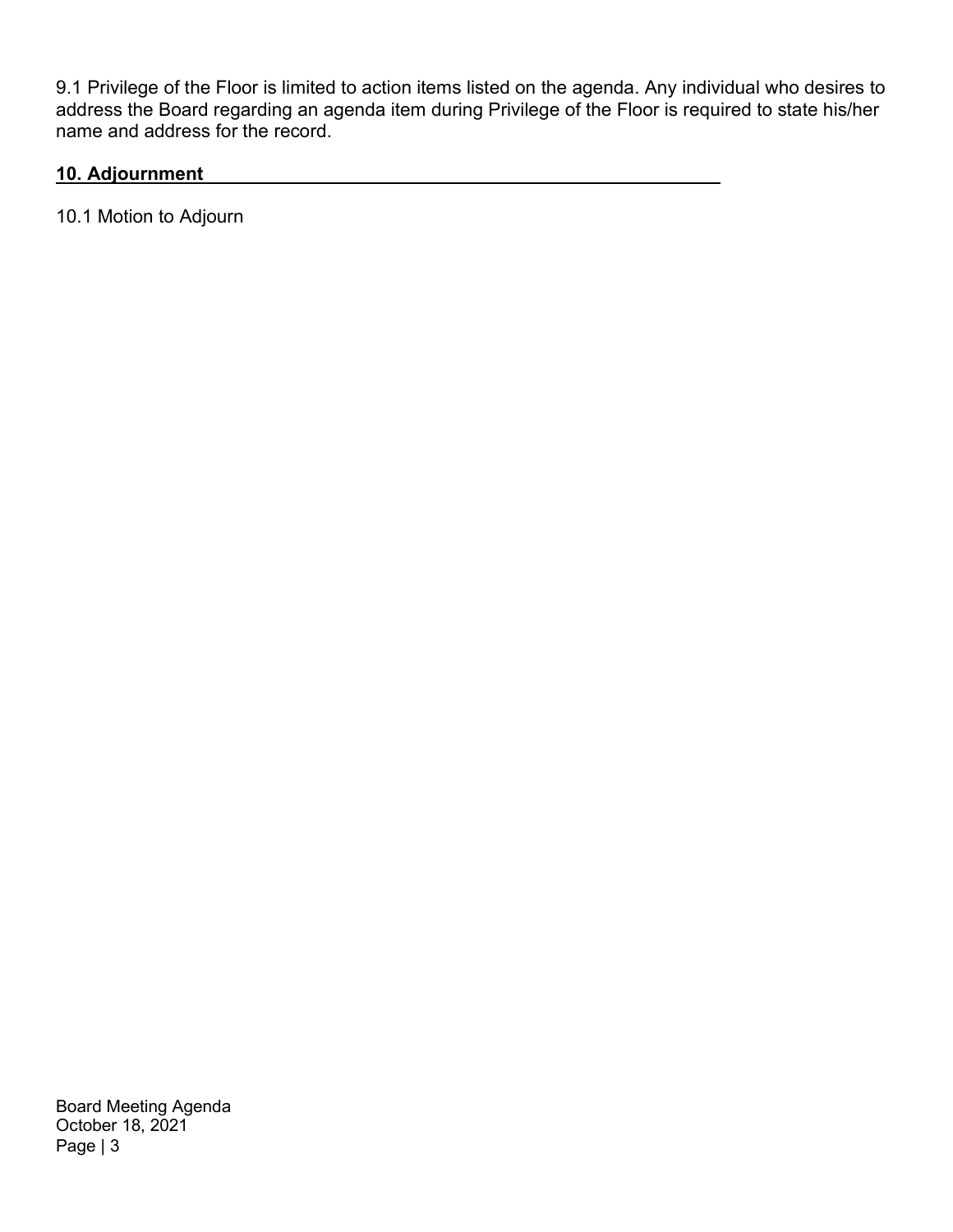9.1 Privilege of the Floor is limited to action items listed on the agenda. Any individual who desires to address the Board regarding an agenda item during Privilege of the Floor is required to state his/her name and address for the record.

## 10. Adjournment

10.1 Motion to Adjourn